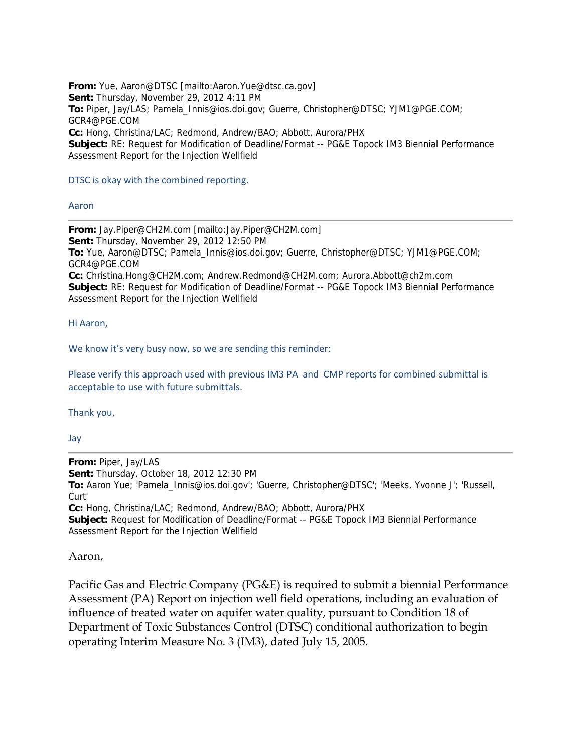**From:** Yue, Aaron@DTSC [mailto:Aaron.Yue@dtsc.ca.gov]
**Sent:** Thursday, November 29, 2012 4:11 PM
**To:** Piper, Jay/LAS; Pamela_Innis@ios.doi.gov; Guerre, Christopher@DTSC; YJM1@PGE.COM; GCR4@PGE.COM
**Cc:** Hong, Christina/LAC; Redmond, Andrew/BAO; Abbott, Aurora/PHX
**Subject:** RE: Request for Modification of Deadline/Format -- PG&E Topock IM3 Biennial Performance Assessment Report for the Injection Wellfield

DTSC is okay with the combined reporting.

Aaron

---

**From:** Jay.Piper@CH2M.com [mailto:Jay.Piper@CH2M.com]
**Sent:** Thursday, November 29, 2012 12:50 PM
**To:** Yue, Aaron@DTSC; Pamela_Innis@ios.doi.gov; Guerre, Christopher@DTSC; YJM1@PGE.COM; GCR4@PGE.COM
**Cc:** Christina.Hong@CH2M.com; Andrew.Redmond@CH2M.com; Aurora.Abbott@ch2m.com
**Subject:** RE: Request for Modification of Deadline/Format -- PG&E Topock IM3 Biennial Performance Assessment Report for the Injection Wellfield

Hi Aaron,

We know it's very busy now, so we are sending this reminder:

Please verify this approach used with previous IM3 PA and CMP reports for combined submittal is acceptable to use with future submittals.

Thank you,

Jay

---

**From:** Piper, Jay/LAS
**Sent:** Thursday, October 18, 2012 12:30 PM
**To:** Aaron Yue; 'Pamela_Innis@ios.doi.gov'; 'Guerre, Christopher@DTSC'; 'Meeks, Yvonne J'; 'Russell, Curt'
**Cc:** Hong, Christina/LAC; Redmond, Andrew/BAO; Abbott, Aurora/PHX
**Subject:** Request for Modification of Deadline/Format -- PG&E Topock IM3 Biennial Performance Assessment Report for the Injection Wellfield

Aaron,

Pacific Gas and Electric Company (PG&E) is required to submit a biennial Performance Assessment (PA) Report on injection well field operations, including an evaluation of influence of treated water on aquifer water quality, pursuant to Condition 18 of Department of Toxic Substances Control (DTSC) conditional authorization to begin operating Interim Measure No. 3 (IM3), dated July 15, 2005.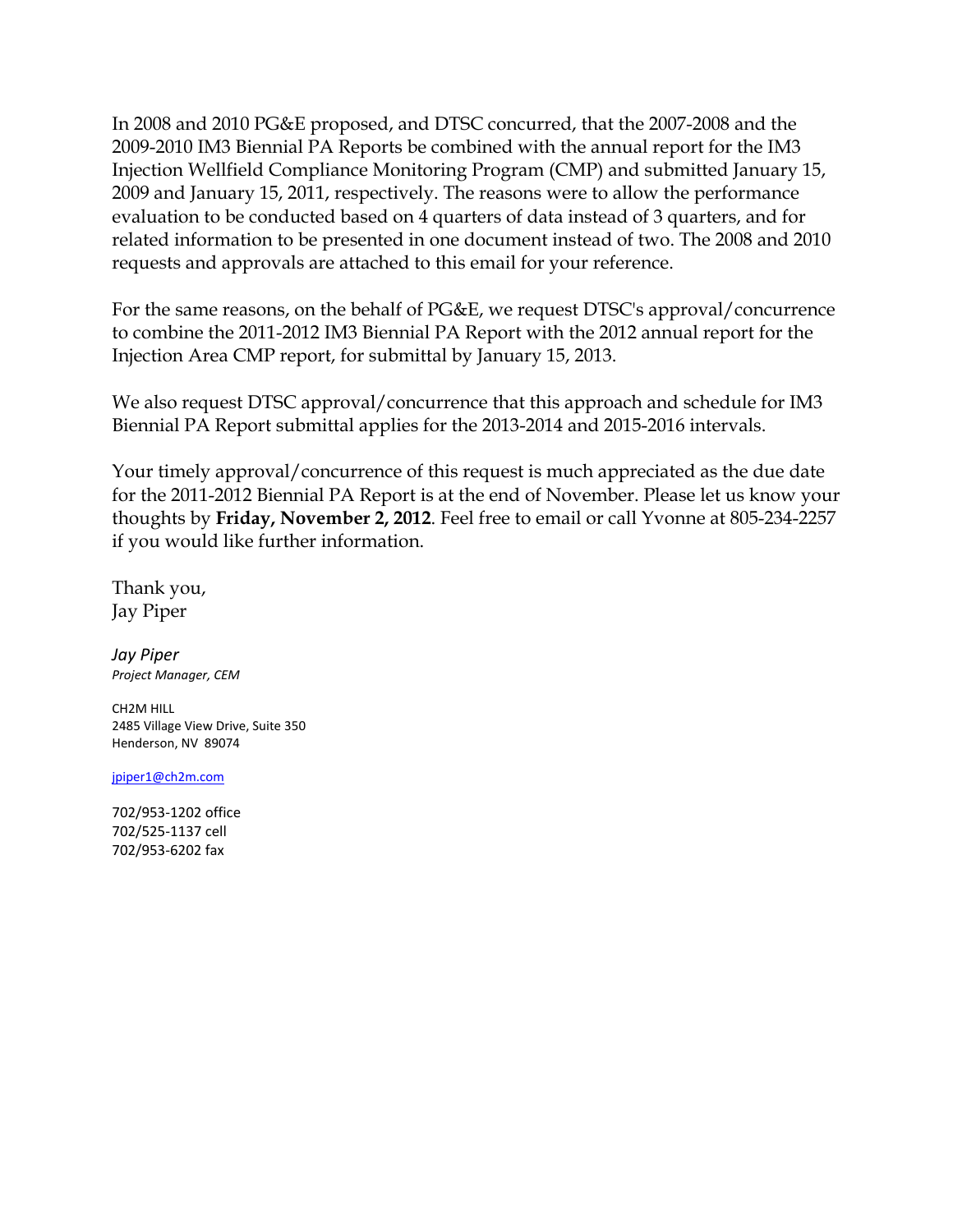In 2008 and 2010 PG&E proposed, and DTSC concurred, that the 2007-2008 and the 2009-2010 IM3 Biennial PA Reports be combined with the annual report for the IM3 Injection Wellfield Compliance Monitoring Program (CMP) and submitted January 15, 2009 and January 15, 2011, respectively. The reasons were to allow the performance evaluation to be conducted based on 4 quarters of data instead of 3 quarters, and for related information to be presented in one document instead of two. The 2008 and 2010 requests and approvals are attached to this email for your reference.

For the same reasons, on the behalf of PG&E, we request DTSC's approval/concurrence to combine the 2011-2012 IM3 Biennial PA Report with the 2012 annual report for the Injection Area CMP report, for submittal by January 15, 2013.

We also request DTSC approval/concurrence that this approach and schedule for IM3 Biennial PA Report submittal applies for the 2013-2014 and 2015-2016 intervals.

Your timely approval/concurrence of this request is much appreciated as the due date for the 2011-2012 Biennial PA Report is at the end of November. Please let us know your thoughts by **Friday, November 2, 2012**. Feel free to email or call Yvonne at 805-234-2257 if you would like further information.

Thank you,
Jay Piper

*Jay Piper*
*Project Manager, CEM*

CH2M HILL
2485 Village View Drive, Suite 350
Henderson, NV 89074

jpiper1@ch2m.com

702/953-1202 office
702/525-1137 cell
702/953-6202 fax